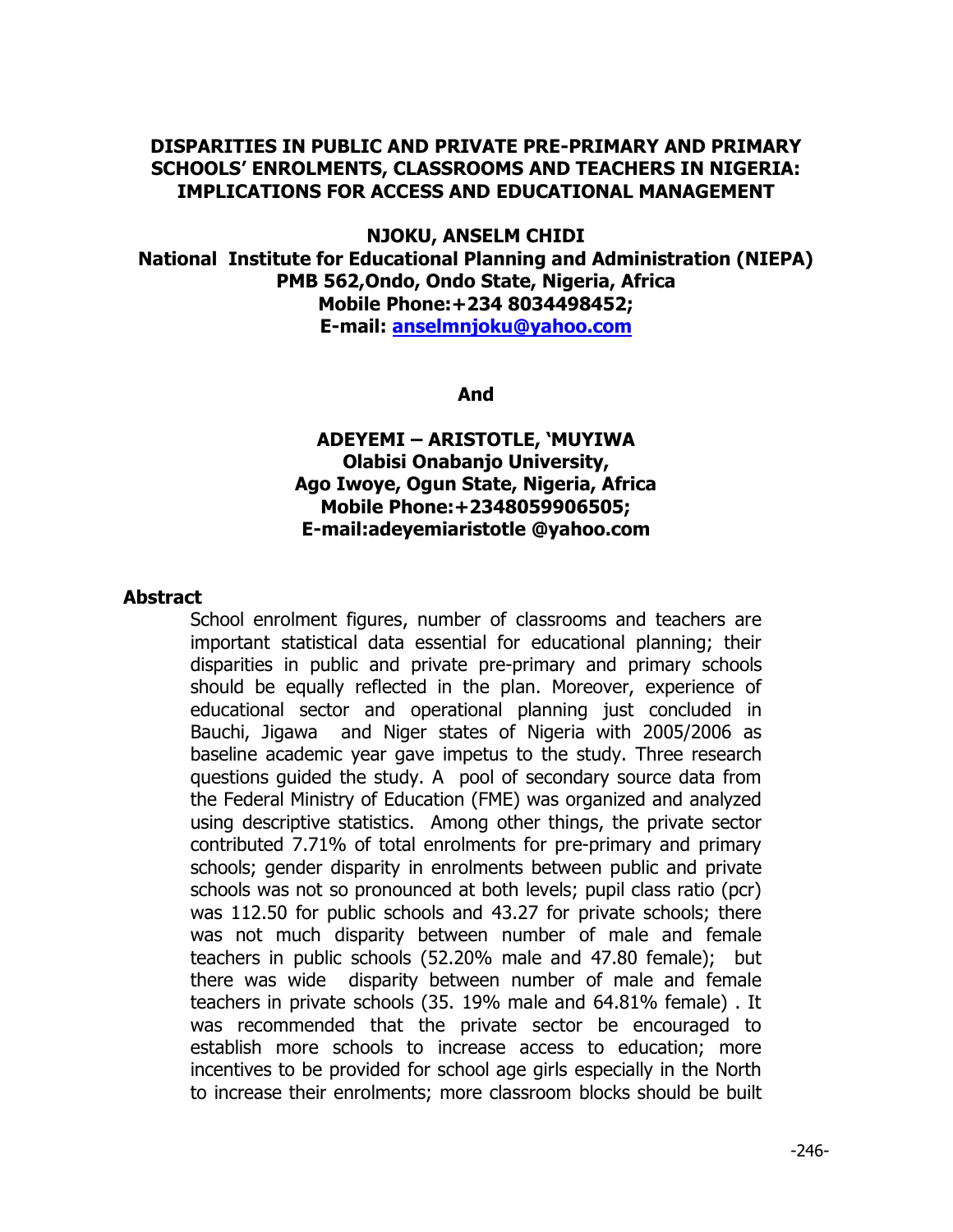# DISPARITIES IN PUBLIC AND PRIVATE PRE-PRIMARY AND PRIMARY SCHOOLS' ENROLMENTS, CLASSROOMS AND TEACHERS IN NIGERIA: IMPLICATIONS FOR ACCESS AND EDUCATIONAL MANAGEMENT

**NJOKU, ANSELM CHIDI**
**National Institute for Educational Planning and Administration (NIEPA)**
**PMB 562,Ondo, Ondo State, Nigeria, Africa**
**Mobile Phone:+234 8034498452;**
**E-mail: anselmnjoku@yahoo.com**

**And**

**ADEYEMI – ARISTOTLE, 'MUYIWA**
**Olabisi Onabanjo University,**
**Ago Iwoye, Ogun State, Nigeria, Africa**
**Mobile Phone:+2348059906505;**
**E-mail:adeyemiaristotle @yahoo.com**

## Abstract

School enrolment figures, number of classrooms and teachers are important statistical data essential for educational planning; their disparities in public and private pre-primary and primary schools should be equally reflected in the plan. Moreover, experience of educational sector and operational planning just concluded in Bauchi, Jigawa and Niger states of Nigeria with 2005/2006 as baseline academic year gave impetus to the study. Three research questions guided the study. A pool of secondary source data from the Federal Ministry of Education (FME) was organized and analyzed using descriptive statistics. Among other things, the private sector contributed 7.71% of total enrolments for pre-primary and primary schools; gender disparity in enrolments between public and private schools was not so pronounced at both levels; pupil class ratio (pcr) was 112.50 for public schools and 43.27 for private schools; there was not much disparity between number of male and female teachers in public schools (52.20% male and 47.80 female); but there was wide disparity between number of male and female teachers in private schools (35. 19% male and 64.81% female) . It was recommended that the private sector be encouraged to establish more schools to increase access to education; more incentives to be provided for school age girls especially in the North to increase their enrolments; more classroom blocks should be built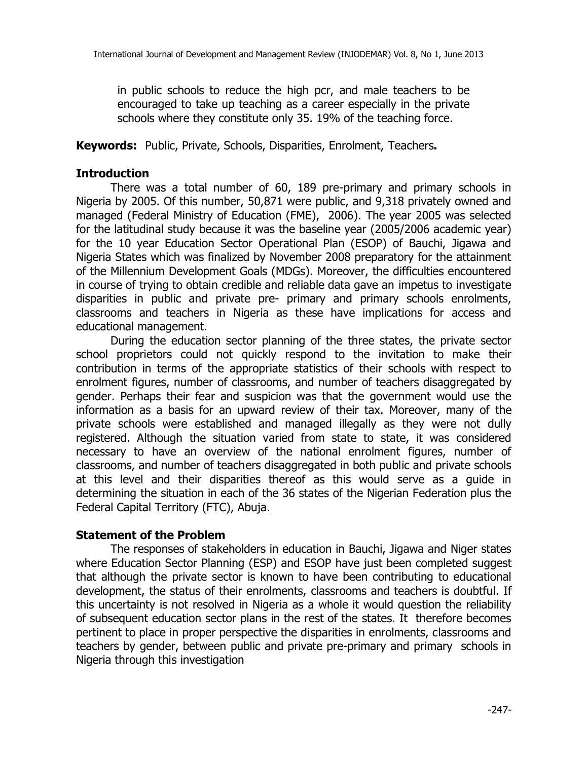in public schools to reduce the high pcr, and male teachers to be encouraged to take up teaching as a career especially in the private schools where they constitute only 35. 19% of the teaching force.

**Keywords:** Public, Private, Schools, Disparities, Enrolment, Teachers**.**

## Introduction

There was a total number of 60, 189 pre-primary and primary schools in Nigeria by 2005. Of this number, 50,871 were public, and 9,318 privately owned and managed (Federal Ministry of Education (FME), 2006). The year 2005 was selected for the latitudinal study because it was the baseline year (2005/2006 academic year) for the 10 year Education Sector Operational Plan (ESOP) of Bauchi, Jigawa and Nigeria States which was finalized by November 2008 preparatory for the attainment of the Millennium Development Goals (MDGs). Moreover, the difficulties encountered in course of trying to obtain credible and reliable data gave an impetus to investigate disparities in public and private pre- primary and primary schools enrolments, classrooms and teachers in Nigeria as these have implications for access and educational management.

During the education sector planning of the three states, the private sector school proprietors could not quickly respond to the invitation to make their contribution in terms of the appropriate statistics of their schools with respect to enrolment figures, number of classrooms, and number of teachers disaggregated by gender. Perhaps their fear and suspicion was that the government would use the information as a basis for an upward review of their tax. Moreover, many of the private schools were established and managed illegally as they were not dully registered. Although the situation varied from state to state, it was considered necessary to have an overview of the national enrolment figures, number of classrooms, and number of teachers disaggregated in both public and private schools at this level and their disparities thereof as this would serve as a guide in determining the situation in each of the 36 states of the Nigerian Federation plus the Federal Capital Territory (FTC), Abuja.

## Statement of the Problem

The responses of stakeholders in education in Bauchi, Jigawa and Niger states where Education Sector Planning (ESP) and ESOP have just been completed suggest that although the private sector is known to have been contributing to educational development, the status of their enrolments, classrooms and teachers is doubtful. If this uncertainty is not resolved in Nigeria as a whole it would question the reliability of subsequent education sector plans in the rest of the states. It therefore becomes pertinent to place in proper perspective the disparities in enrolments, classrooms and teachers by gender, between public and private pre-primary and primary schools in Nigeria through this investigation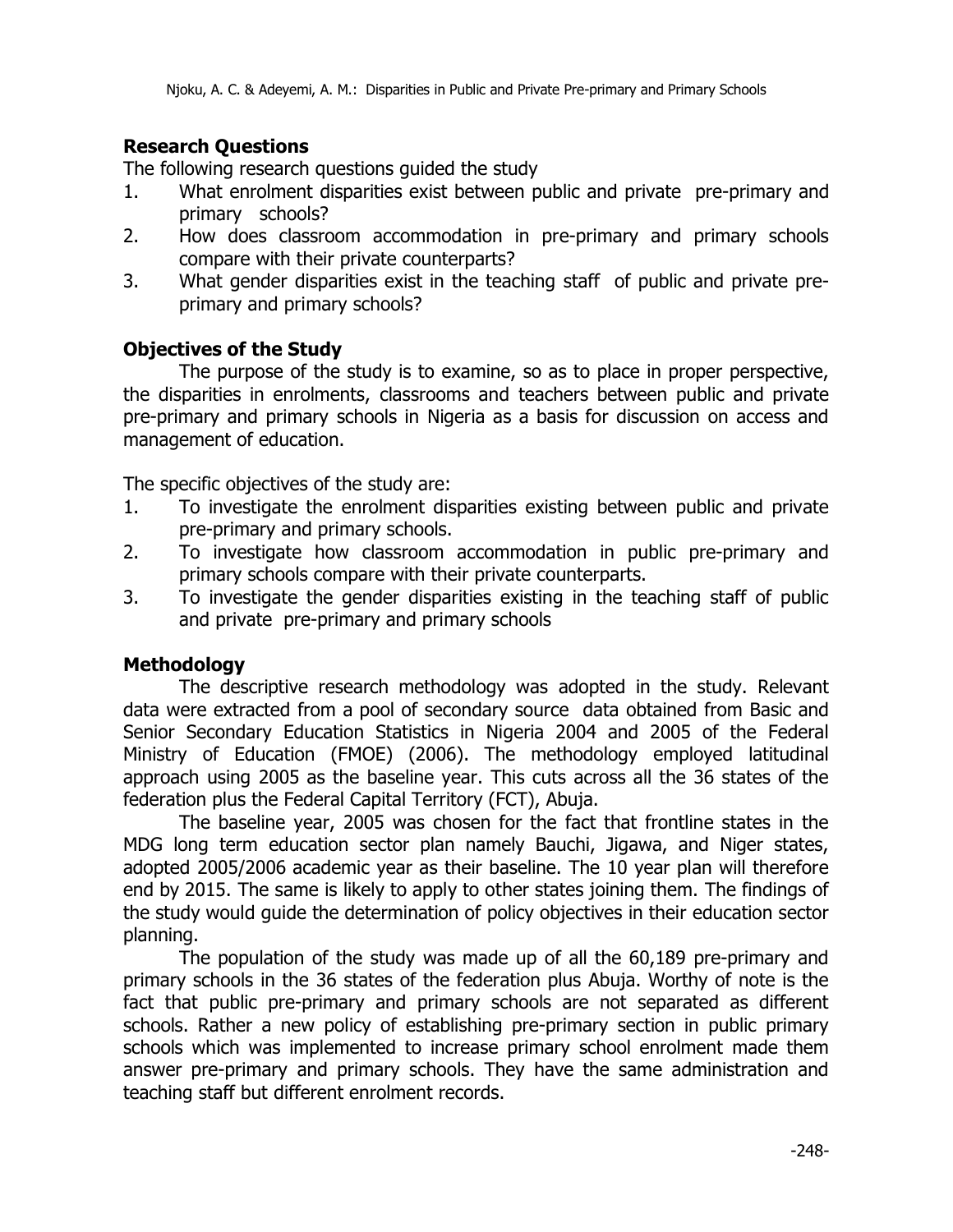## Research Questions

The following research questions guided the study

1. What enrolment disparities exist between public and private pre-primary and primary schools?
2. How does classroom accommodation in pre-primary and primary schools compare with their private counterparts?
3. What gender disparities exist in the teaching staff of public and private pre-primary and primary schools?

## Objectives of the Study

The purpose of the study is to examine, so as to place in proper perspective, the disparities in enrolments, classrooms and teachers between public and private pre-primary and primary schools in Nigeria as a basis for discussion on access and management of education.

The specific objectives of the study are:

1. To investigate the enrolment disparities existing between public and private pre-primary and primary schools.
2. To investigate how classroom accommodation in public pre-primary and primary schools compare with their private counterparts.
3. To investigate the gender disparities existing in the teaching staff of public and private pre-primary and primary schools

## Methodology

The descriptive research methodology was adopted in the study. Relevant data were extracted from a pool of secondary source data obtained from Basic and Senior Secondary Education Statistics in Nigeria 2004 and 2005 of the Federal Ministry of Education (FMOE) (2006). The methodology employed latitudinal approach using 2005 as the baseline year. This cuts across all the 36 states of the federation plus the Federal Capital Territory (FCT), Abuja.

The baseline year, 2005 was chosen for the fact that frontline states in the MDG long term education sector plan namely Bauchi, Jigawa, and Niger states, adopted 2005/2006 academic year as their baseline. The 10 year plan will therefore end by 2015. The same is likely to apply to other states joining them. The findings of the study would guide the determination of policy objectives in their education sector planning.

The population of the study was made up of all the 60,189 pre-primary and primary schools in the 36 states of the federation plus Abuja. Worthy of note is the fact that public pre-primary and primary schools are not separated as different schools. Rather a new policy of establishing pre-primary section in public primary schools which was implemented to increase primary school enrolment made them answer pre-primary and primary schools. They have the same administration and teaching staff but different enrolment records.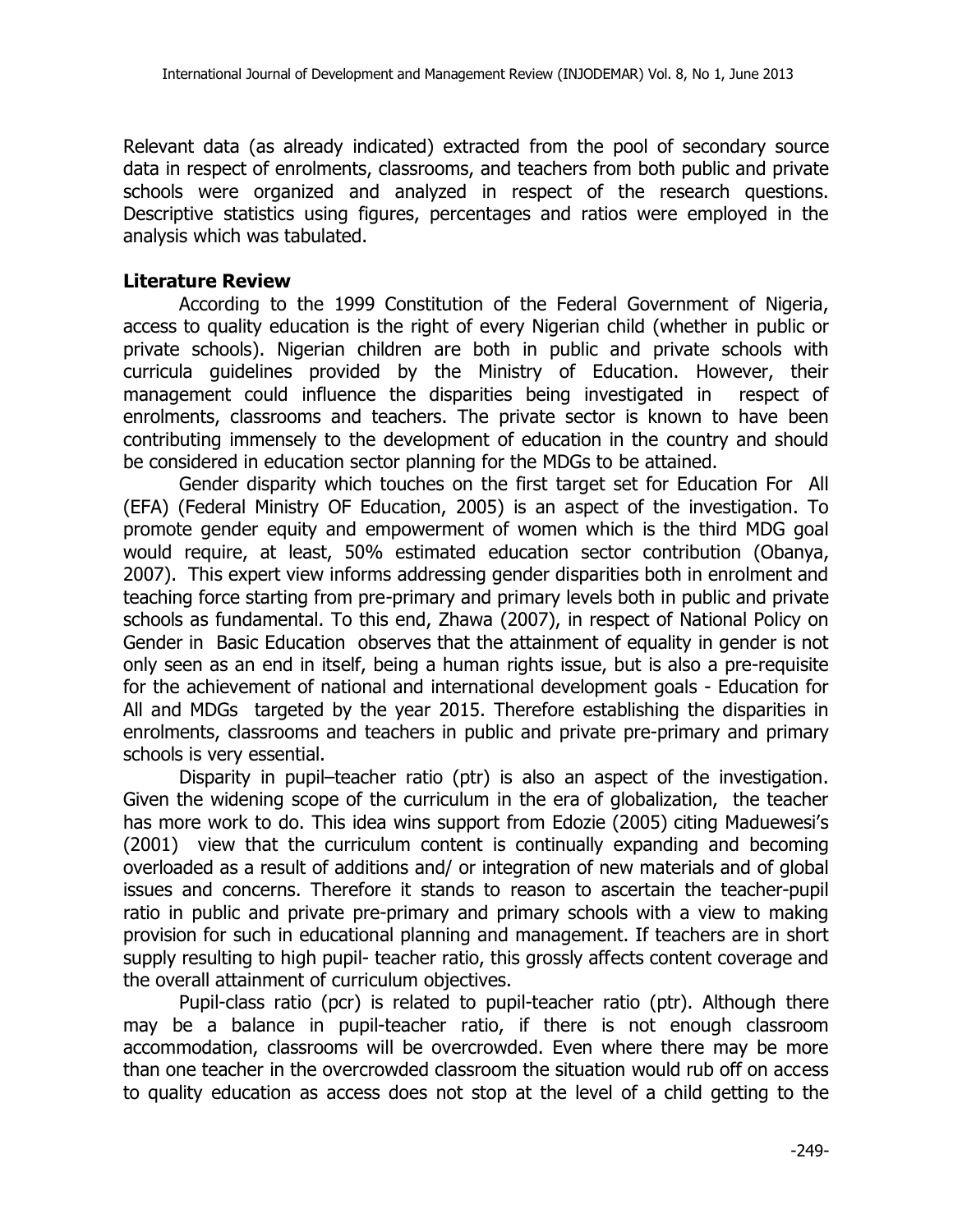Relevant data (as already indicated) extracted from the pool of secondary source data in respect of enrolments, classrooms, and teachers from both public and private schools were organized and analyzed in respect of the research questions. Descriptive statistics using figures, percentages and ratios were employed in the analysis which was tabulated.

## Literature Review

According to the 1999 Constitution of the Federal Government of Nigeria, access to quality education is the right of every Nigerian child (whether in public or private schools). Nigerian children are both in public and private schools with curricula guidelines provided by the Ministry of Education. However, their management could influence the disparities being investigated in respect of enrolments, classrooms and teachers. The private sector is known to have been contributing immensely to the development of education in the country and should be considered in education sector planning for the MDGs to be attained.

Gender disparity which touches on the first target set for Education For All (EFA) (Federal Ministry OF Education, 2005) is an aspect of the investigation. To promote gender equity and empowerment of women which is the third MDG goal would require, at least, 50% estimated education sector contribution (Obanya, 2007). This expert view informs addressing gender disparities both in enrolment and teaching force starting from pre-primary and primary levels both in public and private schools as fundamental. To this end, Zhawa (2007), in respect of National Policy on Gender in Basic Education observes that the attainment of equality in gender is not only seen as an end in itself, being a human rights issue, but is also a pre-requisite for the achievement of national and international development goals - Education for All and MDGs targeted by the year 2015. Therefore establishing the disparities in enrolments, classrooms and teachers in public and private pre-primary and primary schools is very essential.

Disparity in pupil–teacher ratio (ptr) is also an aspect of the investigation. Given the widening scope of the curriculum in the era of globalization, the teacher has more work to do. This idea wins support from Edozie (2005) citing Maduewesi's (2001) view that the curriculum content is continually expanding and becoming overloaded as a result of additions and/ or integration of new materials and of global issues and concerns. Therefore it stands to reason to ascertain the teacher-pupil ratio in public and private pre-primary and primary schools with a view to making provision for such in educational planning and management. If teachers are in short supply resulting to high pupil- teacher ratio, this grossly affects content coverage and the overall attainment of curriculum objectives.

Pupil-class ratio (pcr) is related to pupil-teacher ratio (ptr). Although there may be a balance in pupil-teacher ratio, if there is not enough classroom accommodation, classrooms will be overcrowded. Even where there may be more than one teacher in the overcrowded classroom the situation would rub off on access to quality education as access does not stop at the level of a child getting to the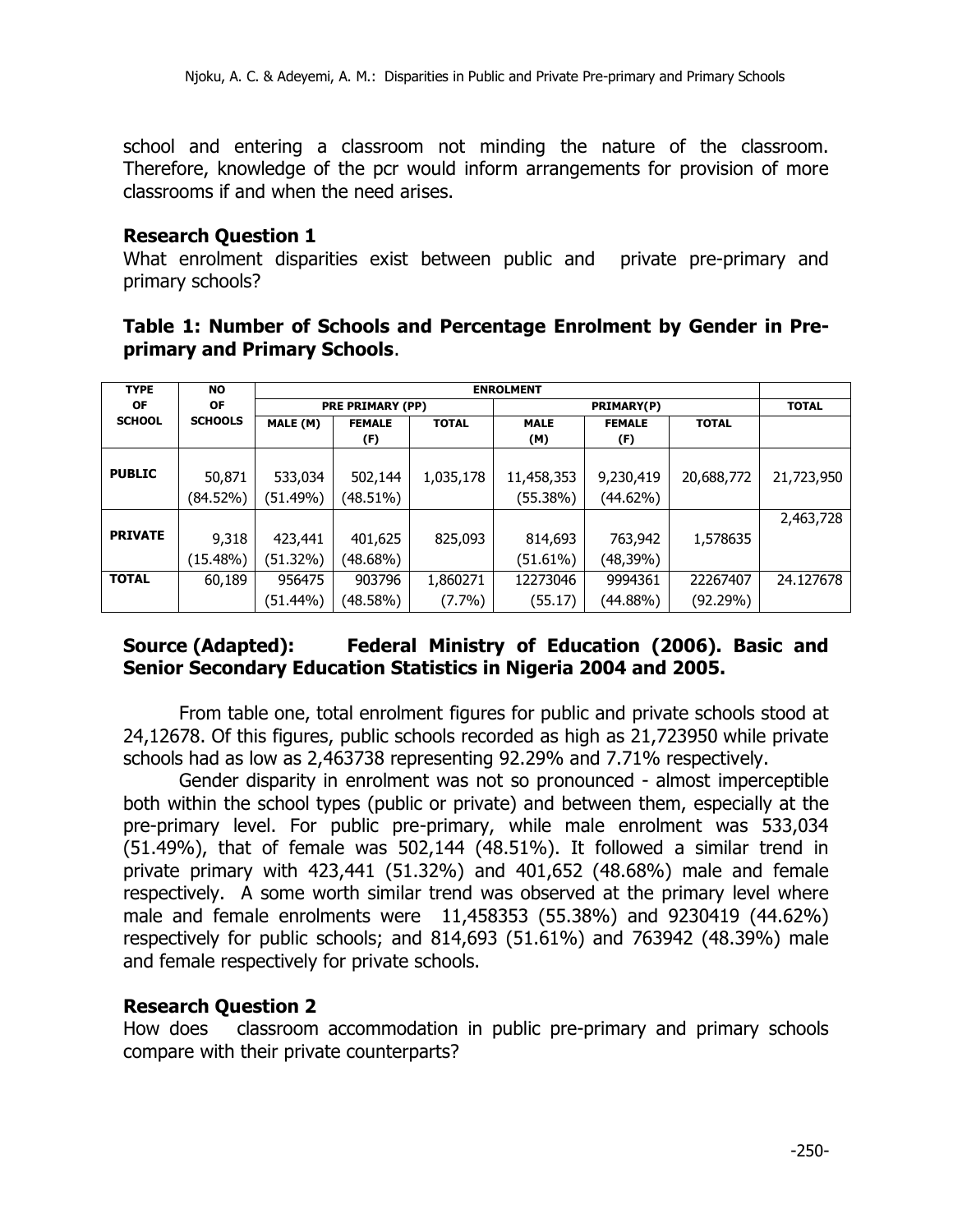school and entering a classroom not minding the nature of the classroom. Therefore, knowledge of the pcr would inform arrangements for provision of more classrooms if and when the need arises.

### Research Question 1

What enrolment disparities exist between public and private pre-primary and primary schools?

**Table 1: Number of Schools and Percentage Enrolment by Gender in Pre-primary and Primary Schools.**

| TYPE OF SCHOOL | NO OF SCHOOLS | ENROLMENT | | | | | | |
|---|---|---|---|---|---|---|---|---|
| | | PRE PRIMARY (PP) | | | PRIMARY(P) | | | TOTAL |
| | | MALE (M) | FEMALE (F) | TOTAL | MALE (M) | FEMALE (F) | TOTAL | |
| PUBLIC | 50,871 (84.52%) | 533,034 (51.49%) | 502,144 (48.51%) | 1,035,178 | 11,458,353 (55.38%) | 9,230,419 (44.62%) | 20,688,772 | 21,723,950 |
| PRIVATE | 9,318 (15.48%) | 423,441 (51.32%) | 401,625 (48.68%) | 825,093 | 814,693 (51.61%) | 763,942 (48,39%) | 1,578635 | 2,463,728 |
| TOTAL | 60,189 | 956475 (51.44%) | 903796 (48.58%) | 1,860271 (7.7%) | 12273046 (55.17) | 9994361 (44.88%) | 22267407 (92.29%) | 24.127678 |

**Source (Adapted): Federal Ministry of Education (2006). Basic and Senior Secondary Education Statistics in Nigeria 2004 and 2005.**

From table one, total enrolment figures for public and private schools stood at 24,12678. Of this figures, public schools recorded as high as 21,723950 while private schools had as low as 2,463738 representing 92.29% and 7.71% respectively.

Gender disparity in enrolment was not so pronounced - almost imperceptible both within the school types (public or private) and between them, especially at the pre-primary level. For public pre-primary, while male enrolment was 533,034 (51.49%), that of female was 502,144 (48.51%). It followed a similar trend in private primary with 423,441 (51.32%) and 401,652 (48.68%) male and female respectively. A some worth similar trend was observed at the primary level where male and female enrolments were 11,458353 (55.38%) and 9230419 (44.62%) respectively for public schools; and 814,693 (51.61%) and 763942 (48.39%) male and female respectively for private schools.

### Research Question 2

How does classroom accommodation in public pre-primary and primary schools compare with their private counterparts?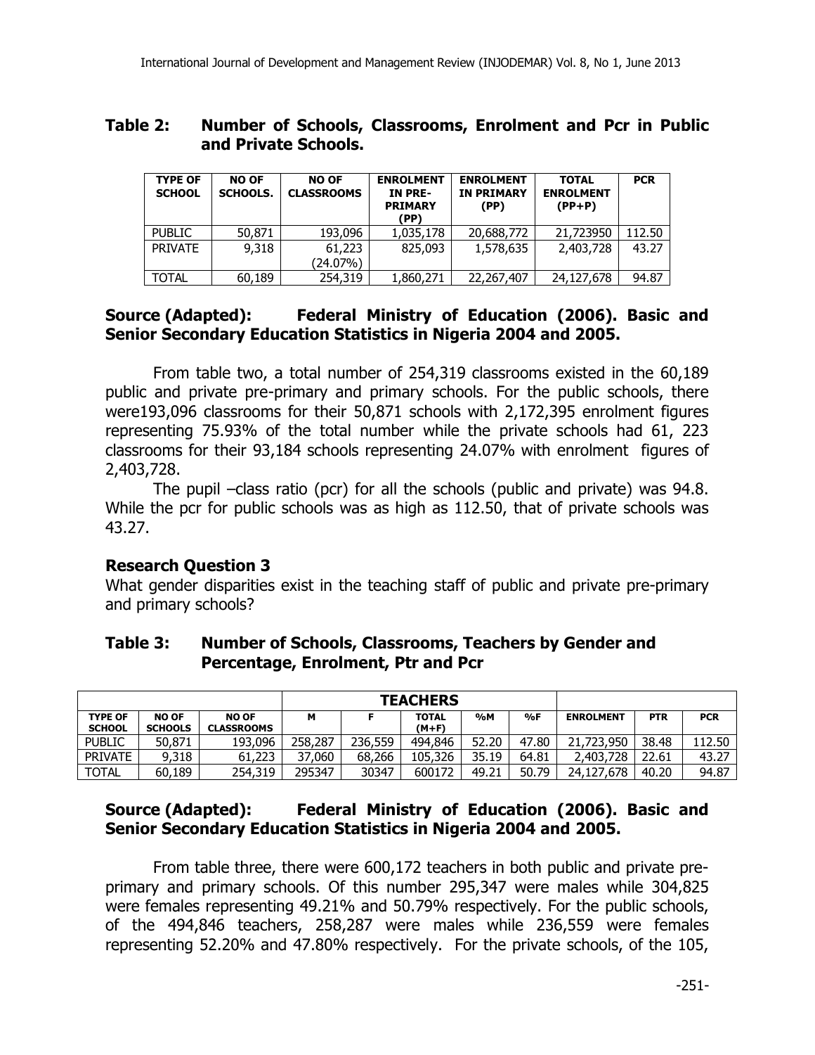**Table 2: Number of Schools, Classrooms, Enrolment and Pcr in Public and Private Schools.**

| TYPE OF SCHOOL | NO OF SCHOOLS. | NO OF CLASSROOMS | ENROLMENT IN PRE-PRIMARY (PP) | ENROLMENT IN PRIMARY (PP) | TOTAL ENROLMENT (PP+P) | PCR |
|---|---|---|---|---|---|---|
| PUBLIC | 50,871 | 193,096 | 1,035,178 | 20,688,772 | 21,723950 | 112.50 |
| PRIVATE | 9,318 | 61,223 (24.07%) | 825,093 | 1,578,635 | 2,403,728 | 43.27 |
| TOTAL | 60,189 | 254,319 | 1,860,271 | 22,267,407 | 24,127,678 | 94.87 |

**Source (Adapted): Federal Ministry of Education (2006). Basic and Senior Secondary Education Statistics in Nigeria 2004 and 2005.**

From table two, a total number of 254,319 classrooms existed in the 60,189 public and private pre-primary and primary schools. For the public schools, there were193,096 classrooms for their 50,871 schools with 2,172,395 enrolment figures representing 75.93% of the total number while the private schools had 61, 223 classrooms for their 93,184 schools representing 24.07% with enrolment figures of 2,403,728.

The pupil –class ratio (pcr) for all the schools (public and private) was 94.8. While the pcr for public schools was as high as 112.50, that of private schools was 43.27.

### Research Question 3

What gender disparities exist in the teaching staff of public and private pre-primary and primary schools?

**Table 3: Number of Schools, Classrooms, Teachers by Gender and Percentage, Enrolment, Ptr and Pcr**

| | | | TEACHERS | | | | | | | |
|---|---|---|---|---|---|---|---|---|---|---|
| TYPE OF SCHOOL | NO OF SCHOOLS | NO OF CLASSROOMS | M | F | TOTAL (M+F) | %M | %F | ENROLMENT | PTR | PCR |
| PUBLIC | 50,871 | 193,096 | 258,287 | 236,559 | 494,846 | 52.20 | 47.80 | 21,723,950 | 38.48 | 112.50 |
| PRIVATE | 9,318 | 61,223 | 37,060 | 68,266 | 105,326 | 35.19 | 64.81 | 2,403,728 | 22.61 | 43.27 |
| TOTAL | 60,189 | 254,319 | 295347 | 30347 | 600172 | 49.21 | 50.79 | 24,127,678 | 40.20 | 94.87 |

**Source (Adapted): Federal Ministry of Education (2006). Basic and Senior Secondary Education Statistics in Nigeria 2004 and 2005.**

From table three, there were 600,172 teachers in both public and private pre-primary and primary schools. Of this number 295,347 were males while 304,825 were females representing 49.21% and 50.79% respectively. For the public schools, of the 494,846 teachers, 258,287 were males while 236,559 were females representing 52.20% and 47.80% respectively. For the private schools, of the 105,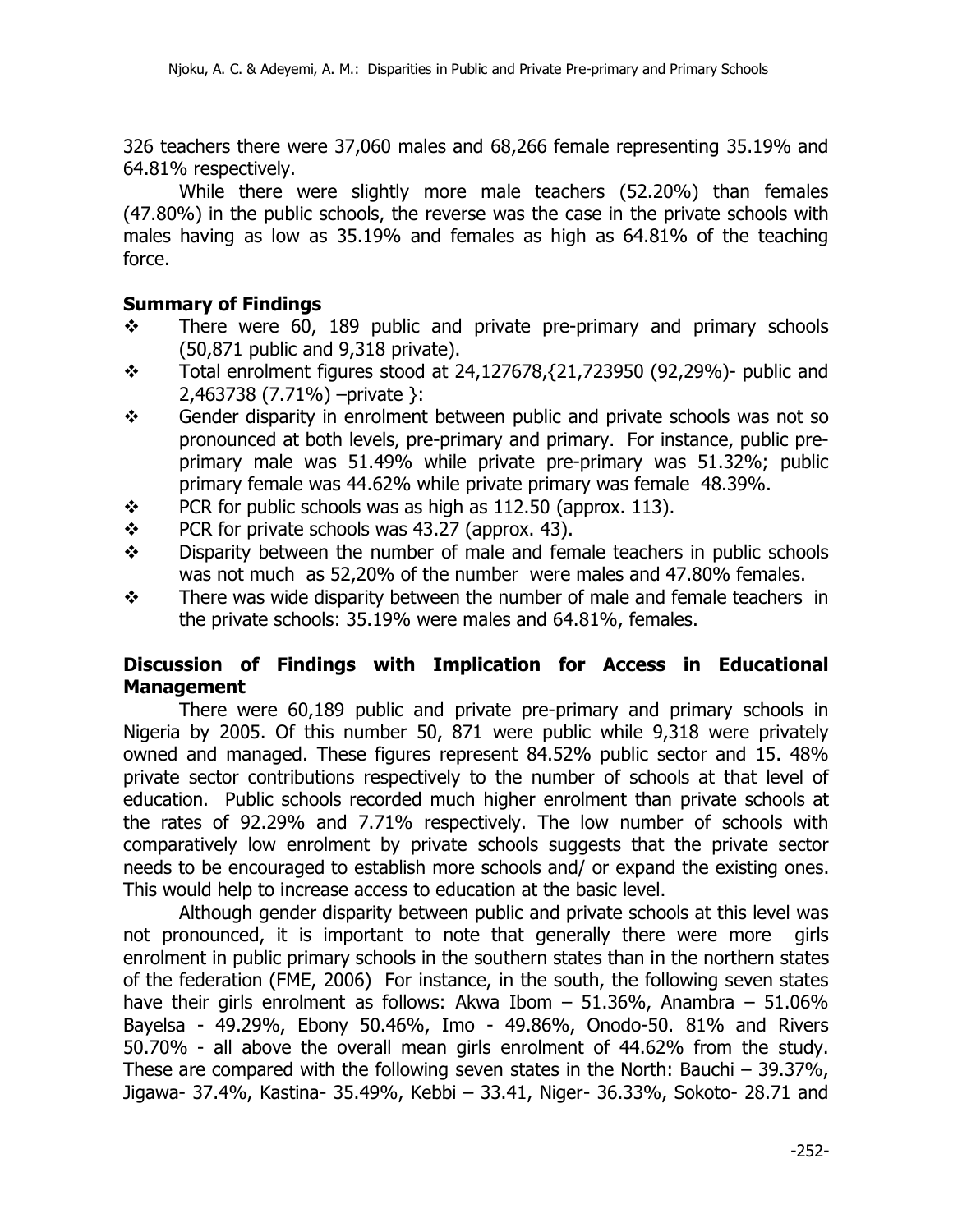326 teachers there were 37,060 males and 68,266 female representing 35.19% and 64.81% respectively.

While there were slightly more male teachers (52.20%) than females (47.80%) in the public schools, the reverse was the case in the private schools with males having as low as 35.19% and females as high as 64.81% of the teaching force.

## Summary of Findings

- There were 60, 189 public and private pre-primary and primary schools (50,871 public and 9,318 private).
- Total enrolment figures stood at 24,127678,{21,723950 (92,29%)- public and 2,463738 (7.71%) –private }:
- Gender disparity in enrolment between public and private schools was not so pronounced at both levels, pre-primary and primary. For instance, public pre-primary male was 51.49% while private pre-primary was 51.32%; public primary female was 44.62% while private primary was female 48.39%.
- PCR for public schools was as high as 112.50 (approx. 113).
- PCR for private schools was 43.27 (approx. 43).
- Disparity between the number of male and female teachers in public schools was not much as 52,20% of the number were males and 47.80% females.
- There was wide disparity between the number of male and female teachers in the private schools: 35.19% were males and 64.81%, females.

## Discussion of Findings with Implication for Access in Educational Management

There were 60,189 public and private pre-primary and primary schools in Nigeria by 2005. Of this number 50, 871 were public while 9,318 were privately owned and managed. These figures represent 84.52% public sector and 15. 48% private sector contributions respectively to the number of schools at that level of education. Public schools recorded much higher enrolment than private schools at the rates of 92.29% and 7.71% respectively. The low number of schools with comparatively low enrolment by private schools suggests that the private sector needs to be encouraged to establish more schools and/ or expand the existing ones. This would help to increase access to education at the basic level.

Although gender disparity between public and private schools at this level was not pronounced, it is important to note that generally there were more girls enrolment in public primary schools in the southern states than in the northern states of the federation (FME, 2006) For instance, in the south, the following seven states have their girls enrolment as follows: Akwa Ibom – 51.36%, Anambra – 51.06% Bayelsa - 49.29%, Ebony 50.46%, Imo - 49.86%, Onodo-50. 81% and Rivers 50.70% - all above the overall mean girls enrolment of 44.62% from the study. These are compared with the following seven states in the North: Bauchi – 39.37%, Jigawa- 37.4%, Kastina- 35.49%, Kebbi – 33.41, Niger- 36.33%, Sokoto- 28.71 and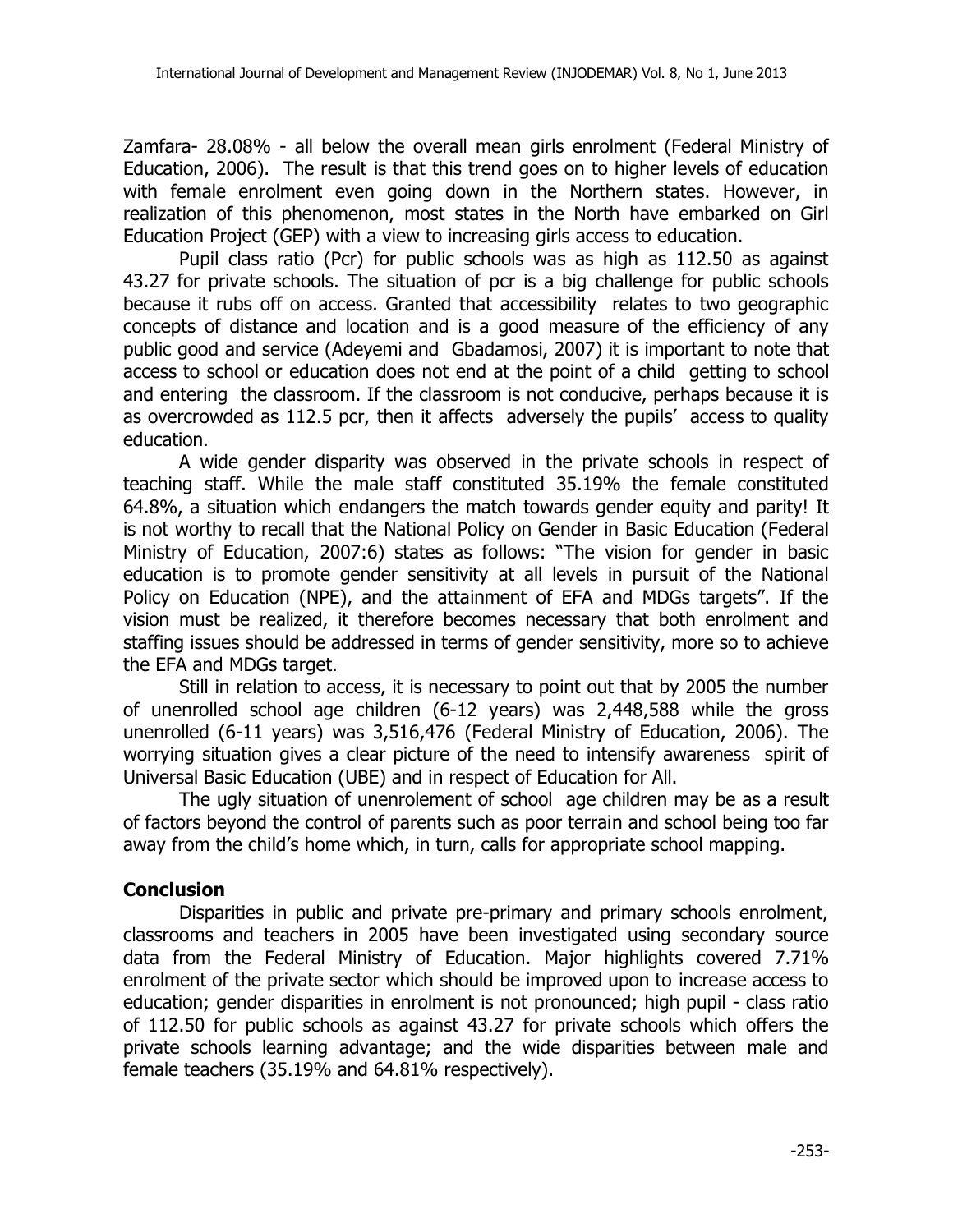Zamfara- 28.08% - all below the overall mean girls enrolment (Federal Ministry of Education, 2006). The result is that this trend goes on to higher levels of education with female enrolment even going down in the Northern states. However, in realization of this phenomenon, most states in the North have embarked on Girl Education Project (GEP) with a view to increasing girls access to education.

Pupil class ratio (Pcr) for public schools was as high as 112.50 as against 43.27 for private schools. The situation of pcr is a big challenge for public schools because it rubs off on access. Granted that accessibility relates to two geographic concepts of distance and location and is a good measure of the efficiency of any public good and service (Adeyemi and Gbadamosi, 2007) it is important to note that access to school or education does not end at the point of a child getting to school and entering the classroom. If the classroom is not conducive, perhaps because it is as overcrowded as 112.5 pcr, then it affects adversely the pupils' access to quality education.

A wide gender disparity was observed in the private schools in respect of teaching staff. While the male staff constituted 35.19% the female constituted 64.8%, a situation which endangers the match towards gender equity and parity! It is not worthy to recall that the National Policy on Gender in Basic Education (Federal Ministry of Education, 2007:6) states as follows: "The vision for gender in basic education is to promote gender sensitivity at all levels in pursuit of the National Policy on Education (NPE), and the attainment of EFA and MDGs targets". If the vision must be realized, it therefore becomes necessary that both enrolment and staffing issues should be addressed in terms of gender sensitivity, more so to achieve the EFA and MDGs target.

Still in relation to access, it is necessary to point out that by 2005 the number of unenrolled school age children (6-12 years) was 2,448,588 while the gross unenrolled (6-11 years) was 3,516,476 (Federal Ministry of Education, 2006). The worrying situation gives a clear picture of the need to intensify awareness spirit of Universal Basic Education (UBE) and in respect of Education for All.

The ugly situation of unenrolement of school age children may be as a result of factors beyond the control of parents such as poor terrain and school being too far away from the child's home which, in turn, calls for appropriate school mapping.

## Conclusion

Disparities in public and private pre-primary and primary schools enrolment, classrooms and teachers in 2005 have been investigated using secondary source data from the Federal Ministry of Education. Major highlights covered 7.71% enrolment of the private sector which should be improved upon to increase access to education; gender disparities in enrolment is not pronounced; high pupil - class ratio of 112.50 for public schools as against 43.27 for private schools which offers the private schools learning advantage; and the wide disparities between male and female teachers (35.19% and 64.81% respectively).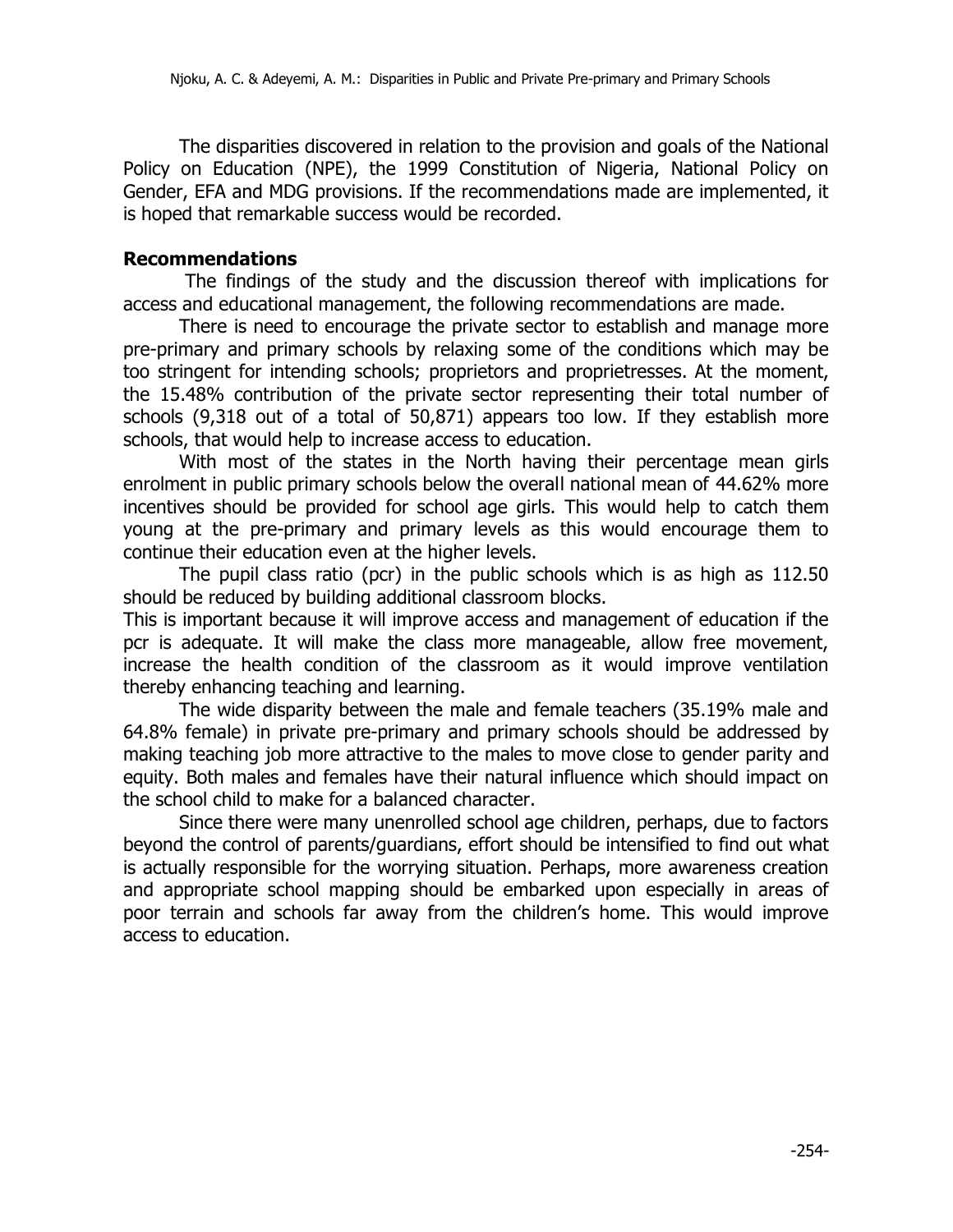The disparities discovered in relation to the provision and goals of the National Policy on Education (NPE), the 1999 Constitution of Nigeria, National Policy on Gender, EFA and MDG provisions. If the recommendations made are implemented, it is hoped that remarkable success would be recorded.

## Recommendations

The findings of the study and the discussion thereof with implications for access and educational management, the following recommendations are made.

There is need to encourage the private sector to establish and manage more pre-primary and primary schools by relaxing some of the conditions which may be too stringent for intending schools; proprietors and proprietresses. At the moment, the 15.48% contribution of the private sector representing their total number of schools (9,318 out of a total of 50,871) appears too low. If they establish more schools, that would help to increase access to education.

With most of the states in the North having their percentage mean girls enrolment in public primary schools below the overall national mean of 44.62% more incentives should be provided for school age girls. This would help to catch them young at the pre-primary and primary levels as this would encourage them to continue their education even at the higher levels.

The pupil class ratio (pcr) in the public schools which is as high as 112.50 should be reduced by building additional classroom blocks.
This is important because it will improve access and management of education if the pcr is adequate. It will make the class more manageable, allow free movement, increase the health condition of the classroom as it would improve ventilation thereby enhancing teaching and learning.

The wide disparity between the male and female teachers (35.19% male and 64.8% female) in private pre-primary and primary schools should be addressed by making teaching job more attractive to the males to move close to gender parity and equity. Both males and females have their natural influence which should impact on the school child to make for a balanced character.

Since there were many unenrolled school age children, perhaps, due to factors beyond the control of parents/guardians, effort should be intensified to find out what is actually responsible for the worrying situation. Perhaps, more awareness creation and appropriate school mapping should be embarked upon especially in areas of poor terrain and schools far away from the children's home. This would improve access to education.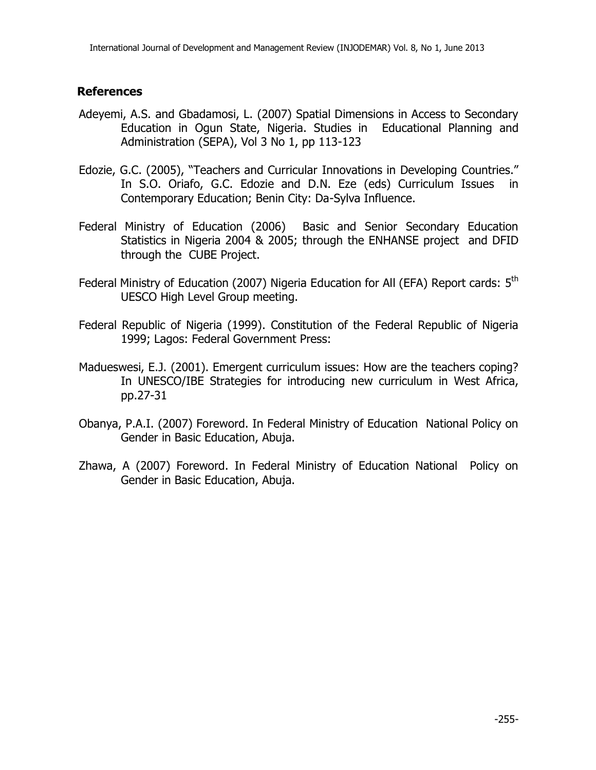## References

Adeyemi, A.S. and Gbadamosi, L. (2007) Spatial Dimensions in Access to Secondary Education in Ogun State, Nigeria. Studies in Educational Planning and Administration (SEPA), Vol 3 No 1, pp 113-123

Edozie, G.C. (2005), "Teachers and Curricular Innovations in Developing Countries." In S.O. Oriafo, G.C. Edozie and D.N. Eze (eds) Curriculum Issues in Contemporary Education; Benin City: Da-Sylva Influence.

Federal Ministry of Education (2006) Basic and Senior Secondary Education Statistics in Nigeria 2004 & 2005; through the ENHANSE project and DFID through the CUBE Project.

Federal Ministry of Education (2007) Nigeria Education for All (EFA) Report cards: 5th UESCO High Level Group meeting.

Federal Republic of Nigeria (1999). Constitution of the Federal Republic of Nigeria 1999; Lagos: Federal Government Press:

Madueswesi, E.J. (2001). Emergent curriculum issues: How are the teachers coping? In UNESCO/IBE Strategies for introducing new curriculum in West Africa, pp.27-31

Obanya, P.A.I. (2007) Foreword. In Federal Ministry of Education National Policy on Gender in Basic Education, Abuja.

Zhawa, A (2007) Foreword. In Federal Ministry of Education National Policy on Gender in Basic Education, Abuja.